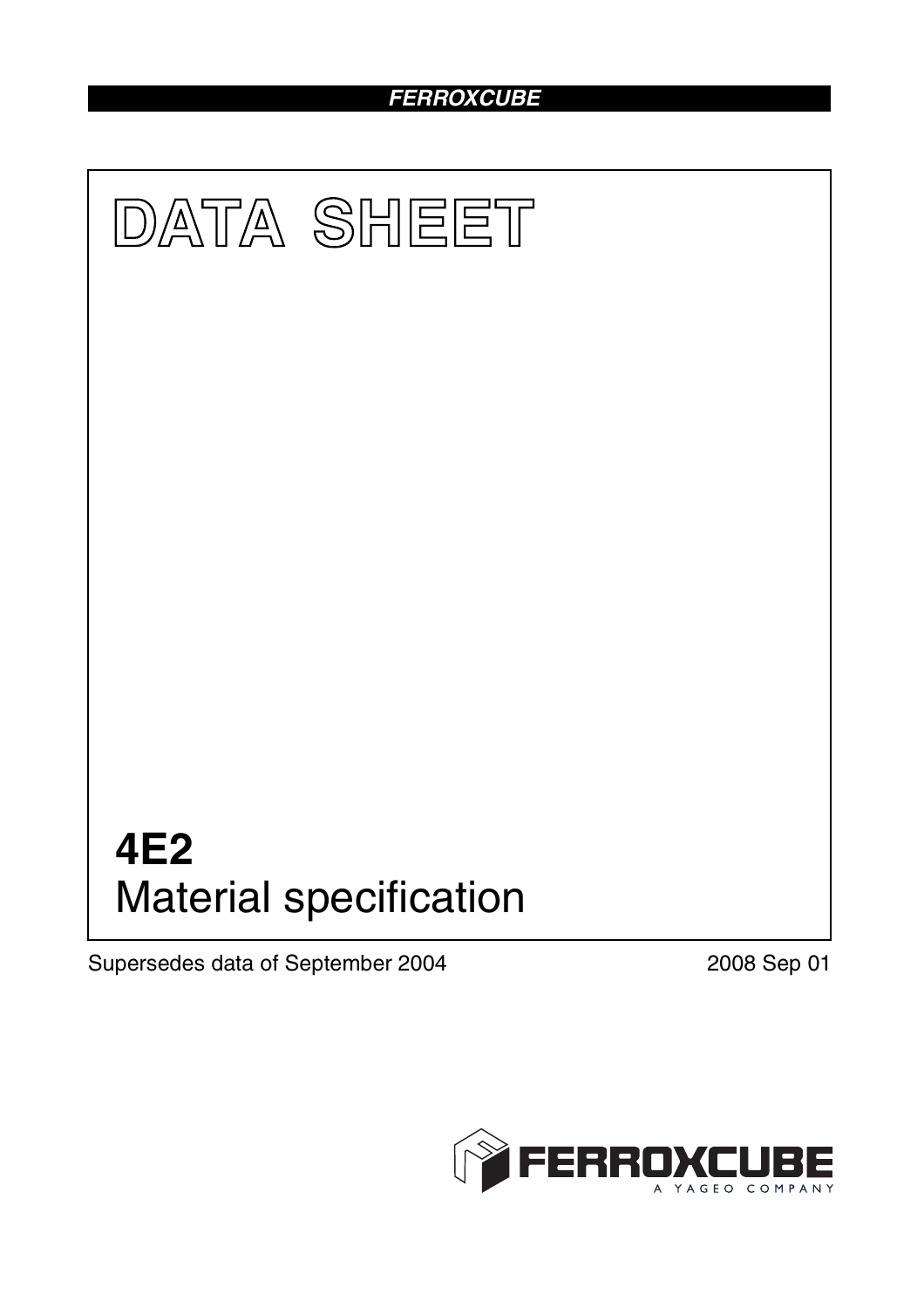FERROXCUBE

# DATA SHEET

# 4E2
## Material specification

Supersedes data of September 2004

2008 Sep 01

FERROXCUBE
A YAGEO COMPANY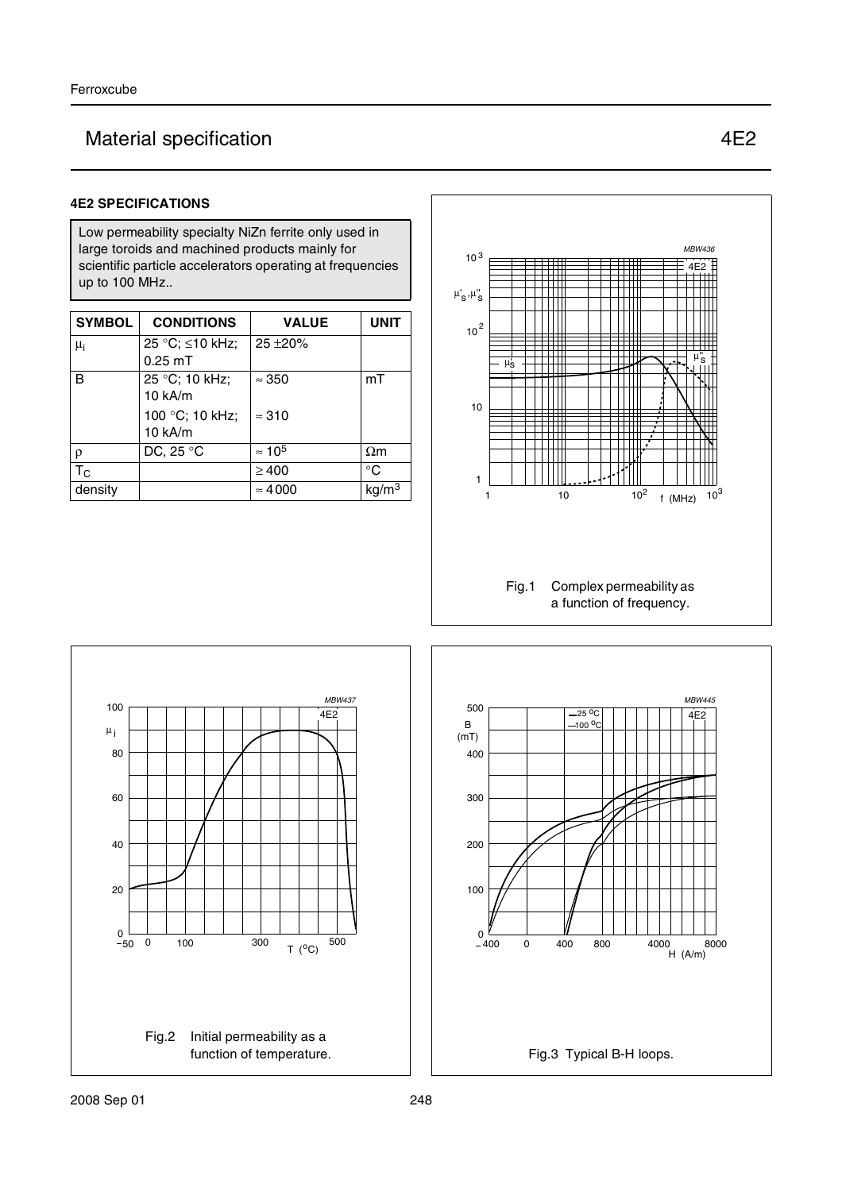## Material specification 4E2

### 4E2 SPECIFICATIONS

Low permeability specialty NiZn ferrite only used in large toroids and machined products mainly for scientific particle accelerators operating at frequencies up to 100 MHz..

| SYMBOL | CONDITIONS | VALUE | UNIT |
|---|---|---|---|
| $\mu_i$ | 25 °C; ≤10 kHz; 0.25 mT | 25 ±20% | |
| B | 25 °C; 10 kHz; 10 kA/m | ≈ 350 | mT |
| | 100 °C; 10 kHz; 10 kA/m | ≈ 310 | |
| ρ | DC, 25 °C | ≈ $10^5$ | Ωm |
| $T_C$ | | ≥ 400 | °C |
| density | | ≈ 4000 | $kg/m^3$ |

Fig.1 Complex permeability as a function of frequency.

Fig.2 Initial permeability as a function of temperature.

Fig.3 Typical B-H loops.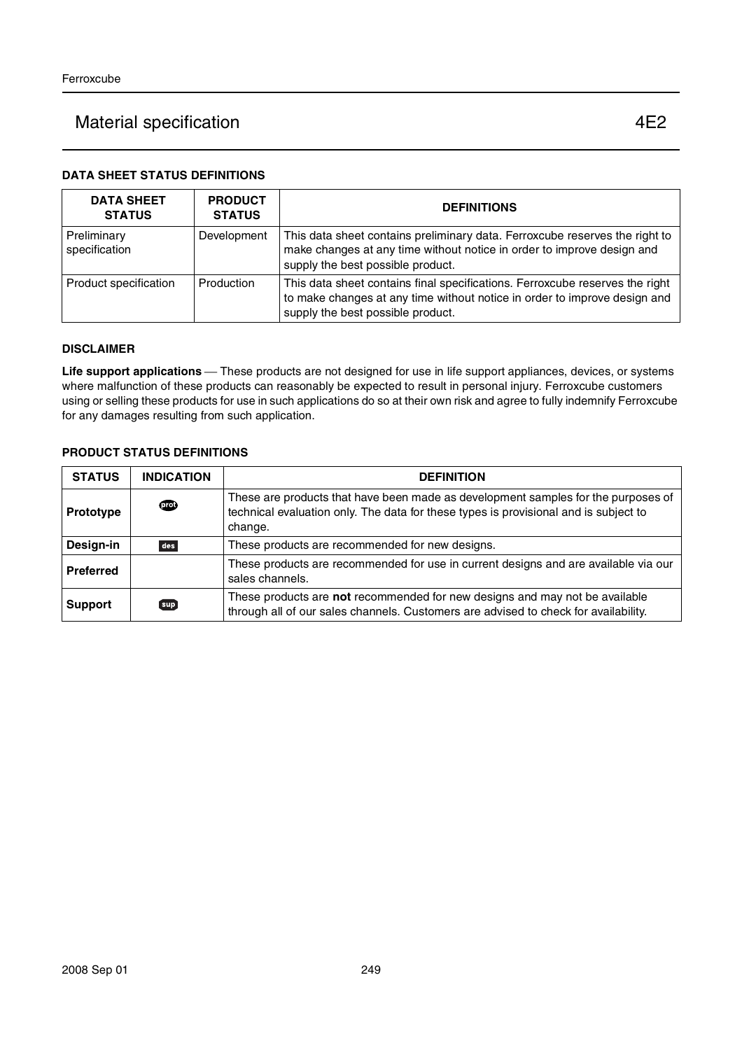## Material specification 4E2

### DATA SHEET STATUS DEFINITIONS

| DATA SHEET STATUS | PRODUCT STATUS | DEFINITIONS |
|---|---|---|
| Preliminary specification | Development | This data sheet contains preliminary data. Ferroxcube reserves the right to make changes at any time without notice in order to improve design and supply the best possible product. |
| Product specification | Production | This data sheet contains final specifications. Ferroxcube reserves the right to make changes at any time without notice in order to improve design and supply the best possible product. |

### DISCLAIMER

**Life support applications** — These products are not designed for use in life support appliances, devices, or systems where malfunction of these products can reasonably be expected to result in personal injury. Ferroxcube customers using or selling these products for use in such applications do so at their own risk and agree to fully indemnify Ferroxcube for any damages resulting from such application.

### PRODUCT STATUS DEFINITIONS

| STATUS | INDICATION | DEFINITION |
|---|---|---|
| **Prototype** | prot | These are products that have been made as development samples for the purposes of technical evaluation only. The data for these types is provisional and is subject to change. |
| **Design-in** | des | These products are recommended for new designs. |
| **Preferred** | | These products are recommended for use in current designs and are available via our sales channels. |
| **Support** | sup | These products are **not** recommended for new designs and may not be available through all of our sales channels. Customers are advised to check for availability. |